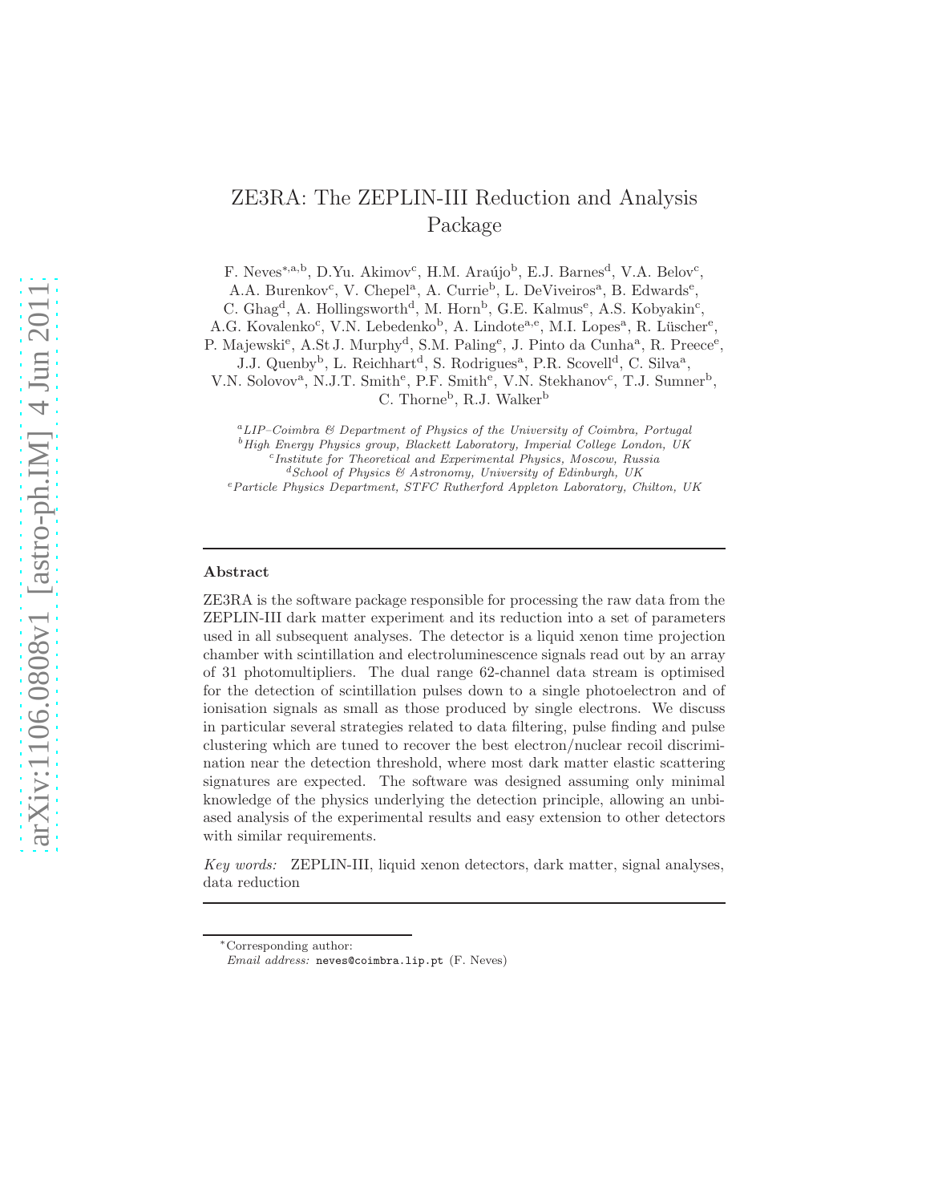# ZE3RA: The ZEPLIN-III Reduction and Analysis Package

F. Neves[*,a,b], D.Yu. Akimov[c], H.M. Araújo[b], E.J. Barnes[d], V.A. Belov[c], A.A. Burenkov[c], V. Chepel[a], A. Currie[b], L. DeViveiros[a], B. Edwards[e], C. Ghag[d], A. Hollingsworth[d], M. Horn[b], G.E. Kalmus[e], A.S. Kobyakin[c], A.G. Kovalenko[c], V.N. Lebedenko[b], A. Lindote[a,e], M.I. Lopes[a], R. Lüscher[e], P. Majewski[e], A.St J. Murphy[d], S.M. Paling[e], J. Pinto da Cunha[a], R. Preece[e], J.J. Quenby[b], L. Reichhart[d], S. Rodrigues[a], P.R. Scovell[d], C. Silva[a], V.N. Solovov[a], N.J.T. Smith[e], P.F. Smith[e], V.N. Stekhanov[c], T.J. Sumner[b], C. Thorne[b], R.J. Walker[b]

[a] *LIP–Coimbra & Department of Physics of the University of Coimbra, Portugal*
[b] *High Energy Physics group, Blackett Laboratory, Imperial College London, UK*
[c] *Institute for Theoretical and Experimental Physics, Moscow, Russia*
[d] *School of Physics & Astronomy, University of Edinburgh, UK*
[e] *Particle Physics Department, STFC Rutherford Appleton Laboratory, Chilton, UK*

---

**Abstract**

ZE3RA is the software package responsible for processing the raw data from the ZEPLIN-III dark matter experiment and its reduction into a set of parameters used in all subsequent analyses. The detector is a liquid xenon time projection chamber with scintillation and electroluminescence signals read out by an array of 31 photomultipliers. The dual range 62-channel data stream is optimised for the detection of scintillation pulses down to a single photoelectron and of ionisation signals as small as those produced by single electrons. We discuss in particular several strategies related to data filtering, pulse finding and pulse clustering which are tuned to recover the best electron/nuclear recoil discrimination near the detection threshold, where most dark matter elastic scattering signatures are expected. The software was designed assuming only minimal knowledge of the physics underlying the detection principle, allowing an unbiased analysis of the experimental results and easy extension to other detectors with similar requirements.

*Key words:* ZEPLIN-III, liquid xenon detectors, dark matter, signal analyses, data reduction

---

[*] Corresponding author:
*Email address:* neves@coimbra.lip.pt (F. Neves)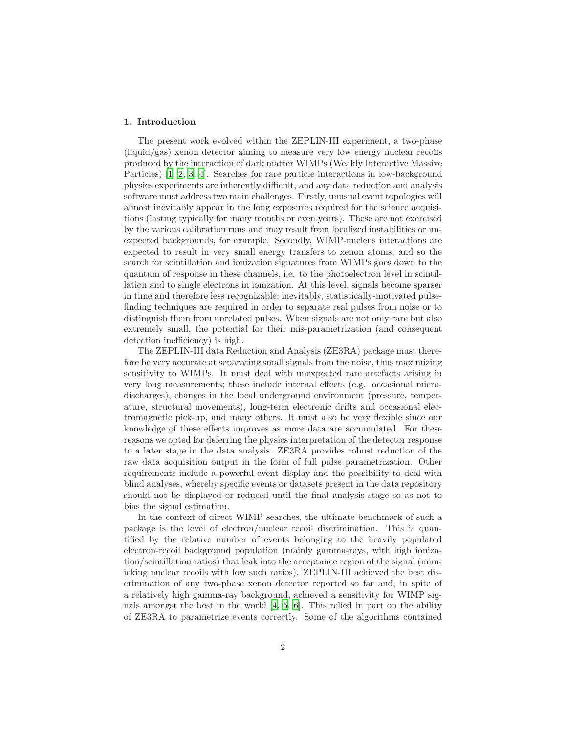## 1. Introduction

The present work evolved within the ZEPLIN-III experiment, a two-phase (liquid/gas) xenon detector aiming to measure very low energy nuclear recoils produced by the interaction of dark matter WIMPs (Weakly Interactive Massive Particles) [1, 2, 3, 4]. Searches for rare particle interactions in low-background physics experiments are inherently difficult, and any data reduction and analysis software must address two main challenges. Firstly, unusual event topologies will almost inevitably appear in the long exposures required for the science acquisitions (lasting typically for many months or even years). These are not exercised by the various calibration runs and may result from localized instabilities or unexpected backgrounds, for example. Secondly, WIMP-nucleus interactions are expected to result in very small energy transfers to xenon atoms, and so the search for scintillation and ionization signatures from WIMPs goes down to the quantum of response in these channels, i.e. to the photoelectron level in scintillation and to single electrons in ionization. At this level, signals become sparser in time and therefore less recognizable; inevitably, statistically-motivated pulse-finding techniques are required in order to separate real pulses from noise or to distinguish them from unrelated pulses. When signals are not only rare but also extremely small, the potential for their mis-parametrization (and consequent detection inefficiency) is high.

The ZEPLIN-III data Reduction and Analysis (ZE3RA) package must therefore be very accurate at separating small signals from the noise, thus maximizing sensitivity to WIMPs. It must deal with unexpected rare artefacts arising in very long measurements; these include internal effects (e.g. occasional micro-discharges), changes in the local underground environment (pressure, temperature, structural movements), long-term electronic drifts and occasional electromagnetic pick-up, and many others. It must also be very flexible since our knowledge of these effects improves as more data are accumulated. For these reasons we opted for deferring the physics interpretation of the detector response to a later stage in the data analysis. ZE3RA provides robust reduction of the raw data acquisition output in the form of full pulse parametrization. Other requirements include a powerful event display and the possibility to deal with blind analyses, whereby specific events or datasets present in the data repository should not be displayed or reduced until the final analysis stage so as not to bias the signal estimation.

In the context of direct WIMP searches, the ultimate benchmark of such a package is the level of electron/nuclear recoil discrimination. This is quantified by the relative number of events belonging to the heavily populated electron-recoil background population (mainly gamma-rays, with high ionization/scintillation ratios) that leak into the acceptance region of the signal (mimicking nuclear recoils with low such ratios). ZEPLIN-III achieved the best discrimination of any two-phase xenon detector reported so far and, in spite of a relatively high gamma-ray background, achieved a sensitivity for WIMP signals amongst the best in the world [4, 5, 6]. This relied in part on the ability of ZE3RA to parametrize events correctly. Some of the algorithms contained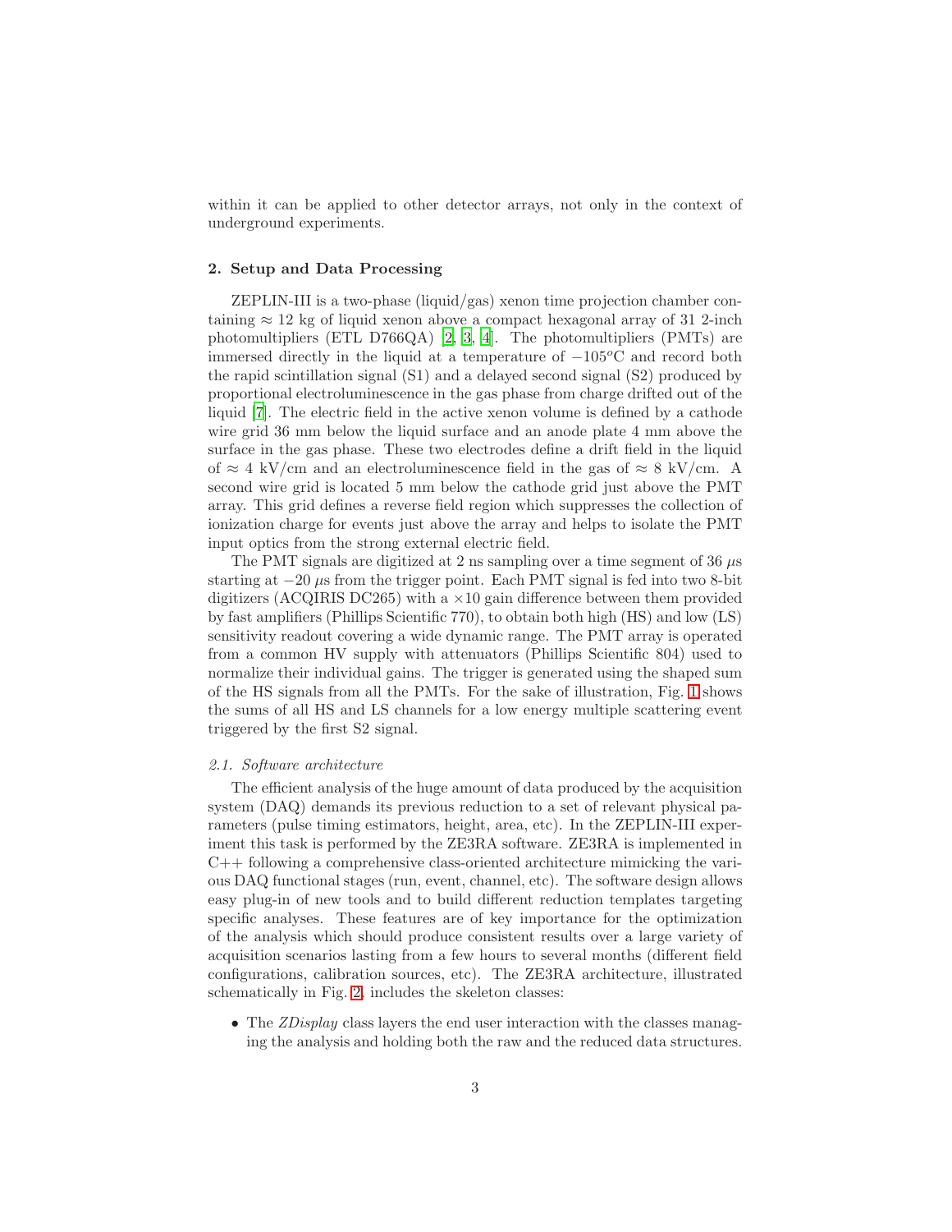within it can be applied to other detector arrays, not only in the context of underground experiments.

## 2. Setup and Data Processing

ZEPLIN-III is a two-phase (liquid/gas) xenon time projection chamber containing $\approx 12$ kg of liquid xenon above a compact hexagonal array of 31 2-inch photomultipliers (ETL D766QA) [2, 3, 4]. The photomultipliers (PMTs) are immersed directly in the liquid at a temperature of $-105^{o}$C and record both the rapid scintillation signal (S1) and a delayed second signal (S2) produced by proportional electroluminescence in the gas phase from charge drifted out of the liquid [7]. The electric field in the active xenon volume is defined by a cathode wire grid 36 mm below the liquid surface and an anode plate 4 mm above the surface in the gas phase. These two electrodes define a drift field in the liquid of $\approx 4$ kV/cm and an electroluminescence field in the gas of $\approx 8$ kV/cm. A second wire grid is located 5 mm below the cathode grid just above the PMT array. This grid defines a reverse field region which suppresses the collection of ionization charge for events just above the array and helps to isolate the PMT input optics from the strong external electric field.

The PMT signals are digitized at 2 ns sampling over a time segment of 36 $\mu$s starting at $-20$ $\mu$s from the trigger point. Each PMT signal is fed into two 8-bit digitizers (ACQIRIS DC265) with a $\times 10$ gain difference between them provided by fast amplifiers (Phillips Scientific 770), to obtain both high (HS) and low (LS) sensitivity readout covering a wide dynamic range. The PMT array is operated from a common HV supply with attenuators (Phillips Scientific 804) used to normalize their individual gains. The trigger is generated using the shaped sum of the HS signals from all the PMTs. For the sake of illustration, Fig. 1 shows the sums of all HS and LS channels for a low energy multiple scattering event triggered by the first S2 signal.

### *2.1. Software architecture*

The efficient analysis of the huge amount of data produced by the acquisition system (DAQ) demands its previous reduction to a set of relevant physical parameters (pulse timing estimators, height, area, etc). In the ZEPLIN-III experiment this task is performed by the ZE3RA software. ZE3RA is implemented in C++ following a comprehensive class-oriented architecture mimicking the various DAQ functional stages (run, event, channel, etc). The software design allows easy plug-in of new tools and to build different reduction templates targeting specific analyses. These features are of key importance for the optimization of the analysis which should produce consistent results over a large variety of acquisition scenarios lasting from a few hours to several months (different field configurations, calibration sources, etc). The ZE3RA architecture, illustrated schematically in Fig. 2, includes the skeleton classes:

- The *ZDisplay* class layers the end user interaction with the classes managing the analysis and holding both the raw and the reduced data structures.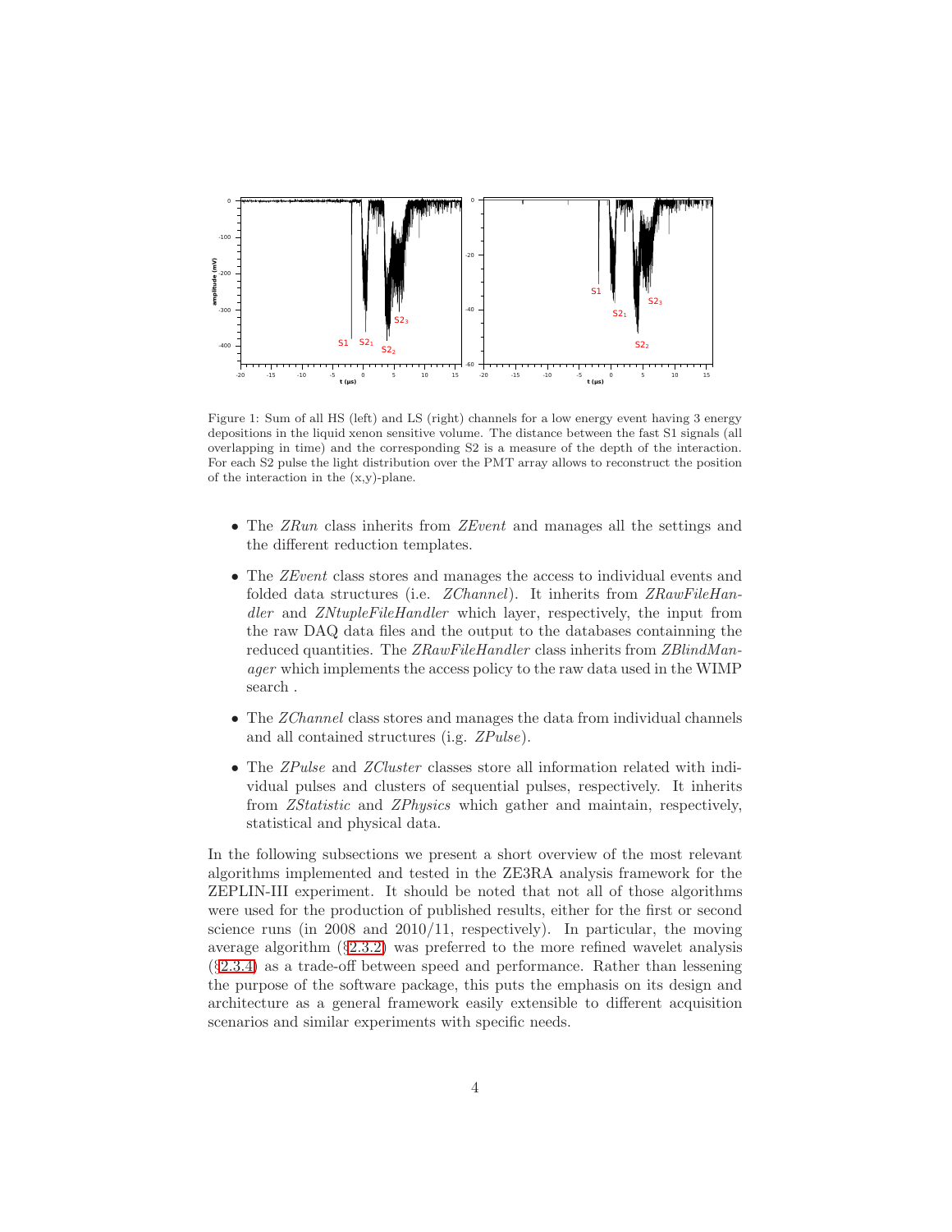Figure 1: Sum of all HS (left) and LS (right) channels for a low energy event having 3 energy depositions in the liquid xenon sensitive volume. The distance between the fast S1 signals (all overlapping in time) and the corresponding S2 is a measure of the depth of the interaction. For each S2 pulse the light distribution over the PMT array allows to reconstruct the position of the interaction in the (x,y)-plane.

- The *ZRun* class inherits from *ZEvent* and manages all the settings and the different reduction templates.
- The *ZEvent* class stores and manages the access to individual events and folded data structures (i.e. *ZChannel*). It inherits from *ZRawFileHandler* and *ZNtupleFileHandler* which layer, respectively, the input from the raw DAQ data files and the output to the databases containning the reduced quantities. The *ZRawFileHandler* class inherits from *ZBlindManager* which implements the access policy to the raw data used in the WIMP search .
- The *ZChannel* class stores and manages the data from individual channels and all contained structures (i.e. *ZPulse*).
- The *ZPulse* and *ZCluster* classes store all information related with individual pulses and clusters of sequential pulses, respectively. It inherits from *ZStatistic* and *ZPhysics* which gather and maintain, respectively, statistical and physical data.

In the following subsections we present a short overview of the most relevant algorithms implemented and tested in the ZE3RA analysis framework for the ZEPLIN-III experiment. It should be noted that not all of those algorithms were used for the production of published results, either for the first or second science runs (in 2008 and 2010/11, respectively). In particular, the moving average algorithm (§2.3.2) was preferred to the more refined wavelet analysis (§2.3.4) as a trade-off between speed and performance. Rather than lessening the purpose of the software package, this puts the emphasis on its design and architecture as a general framework easily extensible to different acquisition scenarios and similar experiments with specific needs.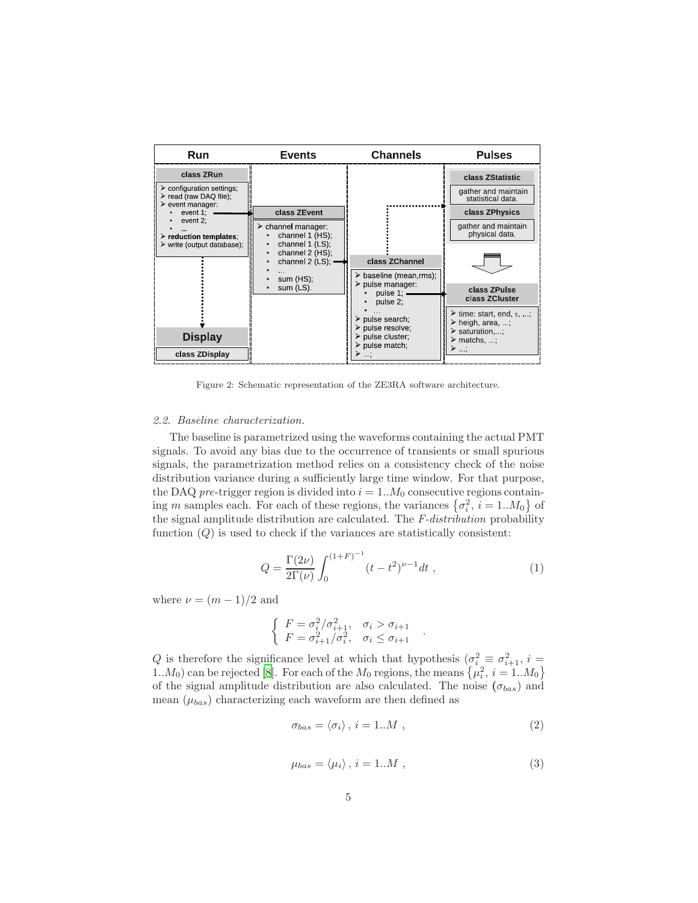Figure 2: Schematic representation of the ZE3RA software architecture.

### 2.2. Baseline characterization.

The baseline is parametrized using the waveforms containing the actual PMT signals. To avoid any bias due to the occurrence of transients or small spurious signals, the parametrization method relies on a consistency check of the noise distribution variance during a sufficiently large time window. For that purpose, the DAQ *pre*-trigger region is divided into $i = 1..M_0$ consecutive regions containing $m$ samples each. For each of these regions, the variances $\left\{\sigma_i^2,\, i = 1..M_0\right\}$ of the signal amplitude distribution are calculated. The *F-distribution* probability function ($Q$) is used to check if the variances are statistically consistent:

$$Q = \frac{\Gamma(2\nu)}{2\Gamma(\nu)} \int_0^{(1+F)^{-1}} (t - t^2)^{\nu-1} dt \ , \tag{1}$$

where $\nu = (m-1)/2$ and

$$\begin{cases} F = \sigma_i^2/\sigma_{i+1}^2, & \sigma_i > \sigma_{i+1} \\ F = \sigma_{i+1}^2/\sigma_i^2, & \sigma_i \leq \sigma_{i+1} \end{cases} .$$

$Q$ is therefore the significance level at which that hypothesis ($\sigma_i^2 \equiv \sigma_{i+1}^2,\ i = 1..M_0$) can be rejected [8]. For each of the $M_0$ regions, the means $\left\{\mu_i^2,\, i = 1..M_0\right\}$ of the signal amplitude distribution are also calculated. The noise ($\sigma_{bas}$) and mean ($\mu_{bas}$) characterizing each waveform are then defined as

$$\sigma_{bas} = \langle \sigma_i \rangle \, , \; i = 1..M \ , \tag{2}$$

$$\mu_{bas} = \langle \mu_i \rangle \, , \; i = 1..M \ , \tag{3}$$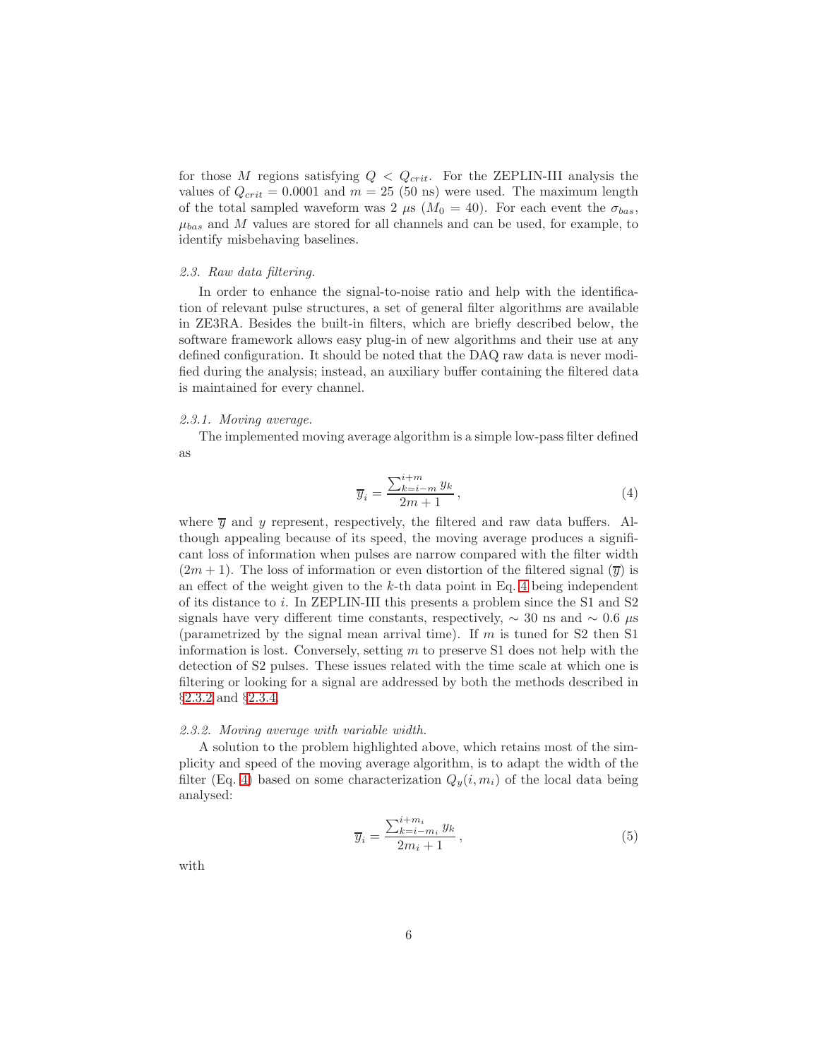for those $M$ regions satisfying $Q < Q_{crit}$. For the ZEPLIN-III analysis the values of $Q_{crit} = 0.0001$ and $m = 25$ (50 ns) were used. The maximum length of the total sampled waveform was 2 $\mu$s ($M_0 = 40$). For each event the $\sigma_{bas}$, $\mu_{bas}$ and $M$ values are stored for all channels and can be used, for example, to identify misbehaving baselines.

### *2.3. Raw data filtering.*

In order to enhance the signal-to-noise ratio and help with the identification of relevant pulse structures, a set of general filter algorithms are available in ZE3RA. Besides the built-in filters, which are briefly described below, the software framework allows easy plug-in of new algorithms and their use at any defined configuration. It should be noted that the DAQ raw data is never modified during the analysis; instead, an auxiliary buffer containing the filtered data is maintained for every channel.

#### *2.3.1. Moving average.*

The implemented moving average algorithm is a simple low-pass filter defined as

$$\overline{y}_i = \frac{\sum_{k=i-m}^{i+m} y_k}{2m+1}\,, \tag{4}$$

where $\overline{y}$ and $y$ represent, respectively, the filtered and raw data buffers. Although appealing because of its speed, the moving average produces a significant loss of information when pulses are narrow compared with the filter width $(2m+1)$. The loss of information or even distortion of the filtered signal ($\overline{y}$) is an effect of the weight given to the $k$-th data point in Eq. 4 being independent of its distance to $i$. In ZEPLIN-III this presents a problem since the S1 and S2 signals have very different time constants, respectively, $\sim 30$ ns and $\sim 0.6$ $\mu$s (parametrized by the signal mean arrival time). If $m$ is tuned for S2 then S1 information is lost. Conversely, setting $m$ to preserve S1 does not help with the detection of S2 pulses. These issues related with the time scale at which one is filtering or looking for a signal are addressed by both the methods described in §2.3.2 and §2.3.4.

#### *2.3.2. Moving average with variable width.*

A solution to the problem highlighted above, which retains most of the simplicity and speed of the moving average algorithm, is to adapt the width of the filter (Eq. 4) based on some characterization $Q_y(i, m_i)$ of the local data being analysed:

$$\overline{y}_i = \frac{\sum_{k=i-m_i}^{i+m_i} y_k}{2m_i+1}\,, \tag{5}$$

with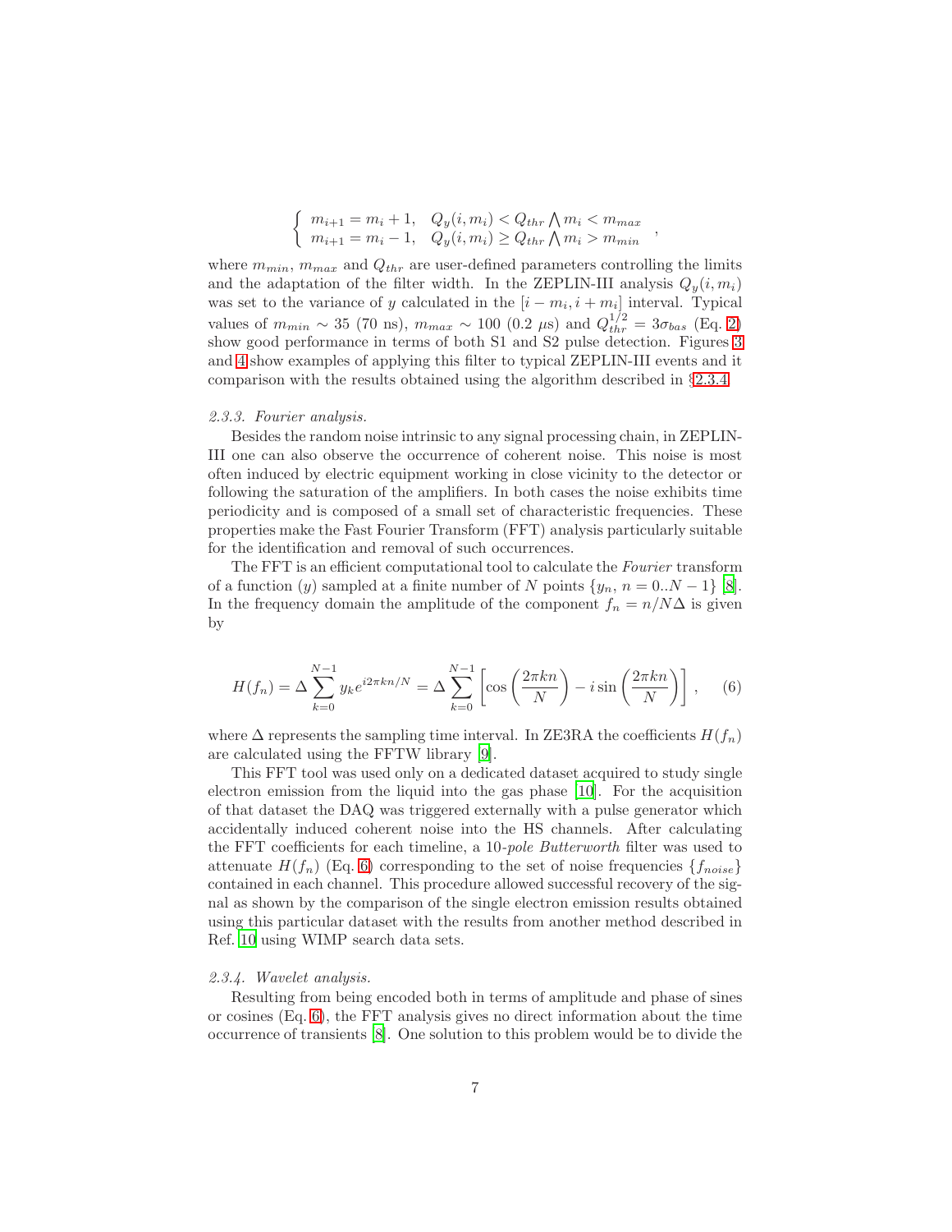$$\begin{cases} m_{i+1} = m_i + 1, & Q_y(i, m_i) < Q_{thr} \bigwedge m_i < m_{max} \\ m_{i+1} = m_i - 1, & Q_y(i, m_i) \geq Q_{thr} \bigwedge m_i > m_{min} \end{cases},$$

where $m_{min}$, $m_{max}$ and $Q_{thr}$ are user-defined parameters controlling the limits and the adaptation of the filter width. In the ZEPLIN-III analysis $Q_y(i, m_i)$ was set to the variance of $y$ calculated in the $[i - m_i, i + m_i]$ interval. Typical values of $m_{min} \sim 35$ (70 ns), $m_{max} \sim 100$ (0.2 $\mu$s) and $Q_{thr}^{1/2} = 3\sigma_{bas}$ (Eq. 2) show good performance in terms of both S1 and S2 pulse detection. Figures 3 and 4 show examples of applying this filter to typical ZEPLIN-III events and it comparison with the results obtained using the algorithm described in §2.3.4.

### 2.3.3. Fourier analysis.

Besides the random noise intrinsic to any signal processing chain, in ZEPLIN-III one can also observe the occurrence of coherent noise. This noise is most often induced by electric equipment working in close vicinity to the detector or following the saturation of the amplifiers. In both cases the noise exhibits time periodicity and is composed of a small set of characteristic frequencies. These properties make the Fast Fourier Transform (FFT) analysis particularly suitable for the identification and removal of such occurrences.

The FFT is an efficient computational tool to calculate the *Fourier* transform of a function ($y$) sampled at a finite number of $N$ points $\{y_n, n = 0..N-1\}$ [8]. In the frequency domain the amplitude of the component $f_n = n/N\Delta$ is given by

$$H(f_n) = \Delta \sum_{k=0}^{N-1} y_k e^{i2\pi kn/N} = \Delta \sum_{k=0}^{N-1} \left[ \cos\left(\frac{2\pi kn}{N}\right) - i \sin\left(\frac{2\pi kn}{N}\right) \right], \qquad (6)$$

where $\Delta$ represents the sampling time interval. In ZE3RA the coefficients $H(f_n)$ are calculated using the FFTW library [9].

This FFT tool was used only on a dedicated dataset acquired to study single electron emission from the liquid into the gas phase [10]. For the acquisition of that dataset the DAQ was triggered externally with a pulse generator which accidentally induced coherent noise into the HS channels. After calculating the FFT coefficients for each timeline, a 10-*pole Butterworth* filter was used to attenuate $H(f_n)$ (Eq. 6) corresponding to the set of noise frequencies $\{f_{noise}\}$ contained in each channel. This procedure allowed successful recovery of the signal as shown by the comparison of the single electron emission results obtained using this particular dataset with the results from another method described in Ref. 10 using WIMP search data sets.

### 2.3.4. Wavelet analysis.

Resulting from being encoded both in terms of amplitude and phase of sines or cosines (Eq. 6), the FFT analysis gives no direct information about the time occurrence of transients [8]. One solution to this problem would be to divide the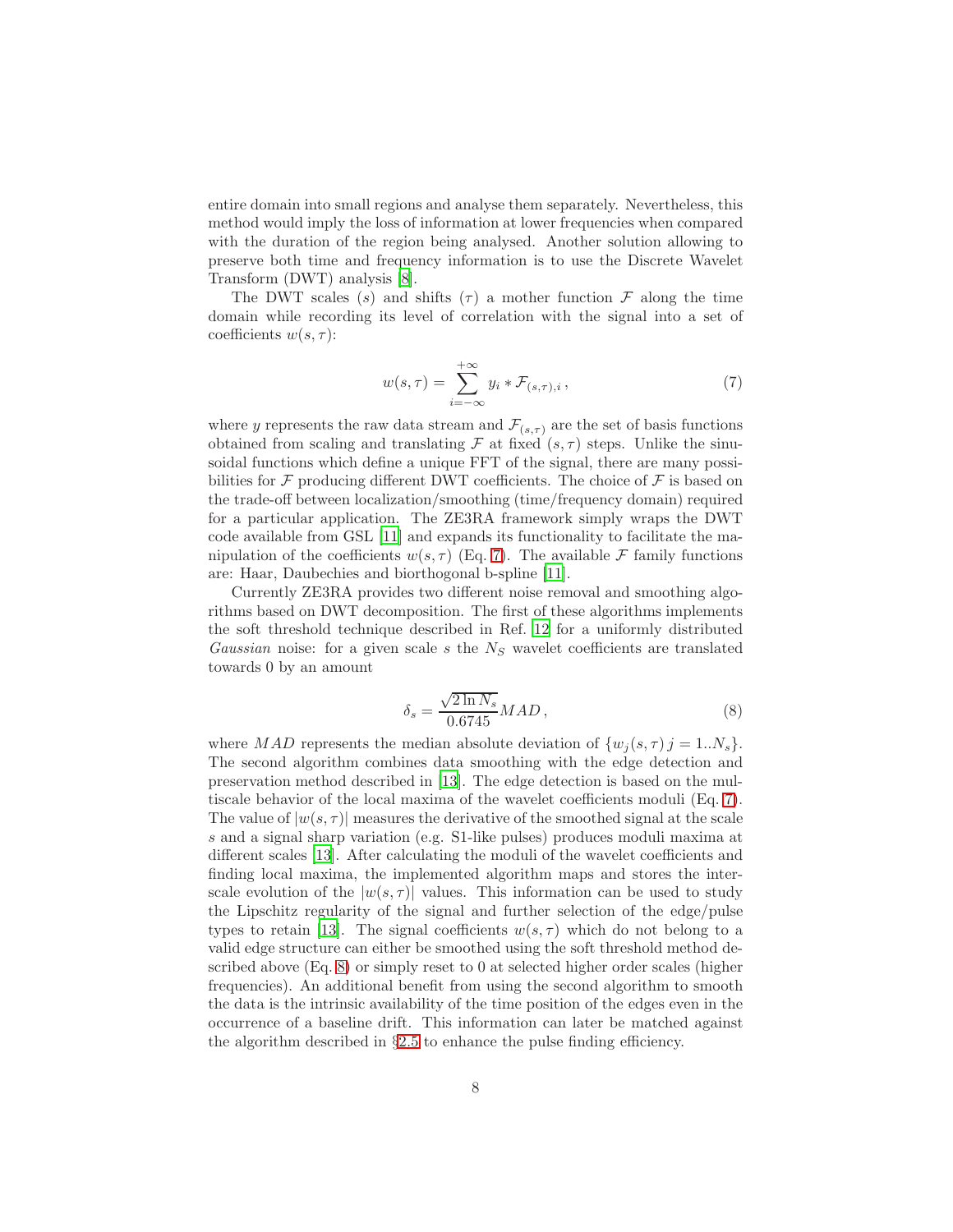entire domain into small regions and analyse them separately. Nevertheless, this method would imply the loss of information at lower frequencies when compared with the duration of the region being analysed. Another solution allowing to preserve both time and frequency information is to use the Discrete Wavelet Transform (DWT) analysis [8].

The DWT scales ($s$) and shifts ($\tau$) a mother function $\mathcal{F}$ along the time domain while recording its level of correlation with the signal into a set of coefficients $w(s, \tau)$:

$$w(s, \tau) = \sum_{i=-\infty}^{+\infty} y_i * \mathcal{F}_{(s,\tau),i} \,, \tag{7}$$

where $y$ represents the raw data stream and $\mathcal{F}_{(s,\tau)}$ are the set of basis functions obtained from scaling and translating $\mathcal{F}$ at fixed $(s, \tau)$ steps. Unlike the sinusoidal functions which define a unique FFT of the signal, there are many possibilities for $\mathcal{F}$ producing different DWT coefficients. The choice of $\mathcal{F}$ is based on the trade-off between localization/smoothing (time/frequency domain) required for a particular application. The ZE3RA framework simply wraps the DWT code available from GSL [11] and expands its functionality to facilitate the manipulation of the coefficients $w(s, \tau)$ (Eq. 7). The available $\mathcal{F}$ family functions are: Haar, Daubechies and biorthogonal b-spline [11].

Currently ZE3RA provides two different noise removal and smoothing algorithms based on DWT decomposition. The first of these algorithms implements the soft threshold technique described in Ref. 12 for a uniformly distributed *Gaussian* noise: for a given scale $s$ the $N_S$ wavelet coefficients are translated towards 0 by an amount

$$\delta_s = \frac{\sqrt{2 \ln N_s}}{0.6745} MAD \,, \tag{8}$$

where $MAD$ represents the median absolute deviation of $\{w_j(s, \tau)\, j = 1..N_s\}$. The second algorithm combines data smoothing with the edge detection and preservation method described in [13]. The edge detection is based on the multiscale behavior of the local maxima of the wavelet coefficients moduli (Eq. 7). The value of $|w(s, \tau)|$ measures the derivative of the smoothed signal at the scale $s$ and a signal sharp variation (e.g. S1-like pulses) produces moduli maxima at different scales [13]. After calculating the moduli of the wavelet coefficients and finding local maxima, the implemented algorithm maps and stores the inter-scale evolution of the $|w(s, \tau)|$ values. This information can be used to study the Lipschitz regularity of the signal and further selection of the edge/pulse types to retain [13]. The signal coefficients $w(s, \tau)$ which do not belong to a valid edge structure can either be smoothed using the soft threshold method described above (Eq. 8) or simply reset to 0 at selected higher order scales (higher frequencies). An additional benefit from using the second algorithm to smooth the data is the intrinsic availability of the time position of the edges even in the occurrence of a baseline drift. This information can later be matched against the algorithm described in §2.5 to enhance the pulse finding efficiency.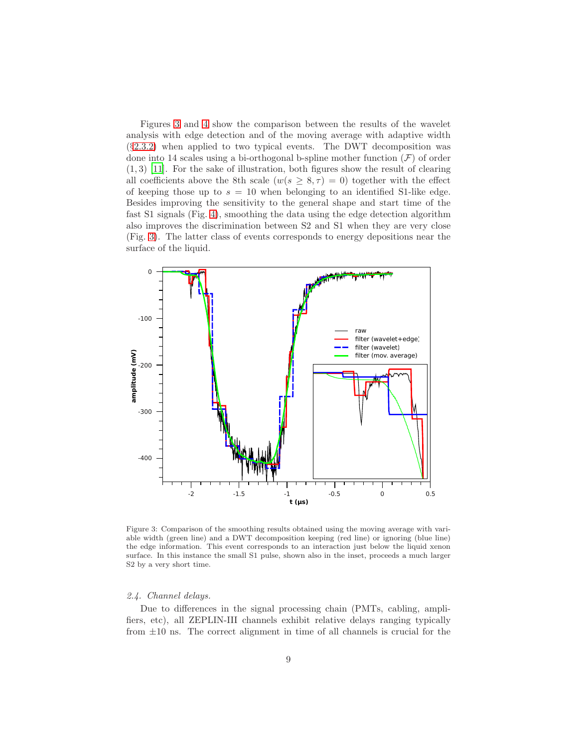Figures 3 and 4 show the comparison between the results of the wavelet analysis with edge detection and of the moving average with adaptive width (§2.3.2) when applied to two typical events. The DWT decomposition was done into 14 scales using a bi-orthogonal b-spline mother function ($\mathcal{F}$) of order $(1,3)$ [11]. For the sake of illustration, both figures show the result of clearing all coefficients above the 8th scale ($w(s \geq 8, \tau) = 0$) together with the effect of keeping those up to $s = 10$ when belonging to an identified S1-like edge. Besides improving the sensitivity to the general shape and start time of the fast S1 signals (Fig. 4), smoothing the data using the edge detection algorithm also improves the discrimination between S2 and S1 when they are very close (Fig. 3). The latter class of events corresponds to energy depositions near the surface of the liquid.

Figure 3: Comparison of the smoothing results obtained using the moving average with variable width (green line) and a DWT decomposition keeping (red line) or ignoring (blue line) the edge information. This event corresponds to an interaction just below the liquid xenon surface. In this instance the small S1 pulse, shown also in the inset, proceeds a much larger S2 by a very short time.

*2.4. Channel delays.*

Due to differences in the signal processing chain (PMTs, cabling, amplifiers, etc), all ZEPLIN-III channels exhibit relative delays ranging typically from ±10 ns. The correct alignment in time of all channels is crucial for the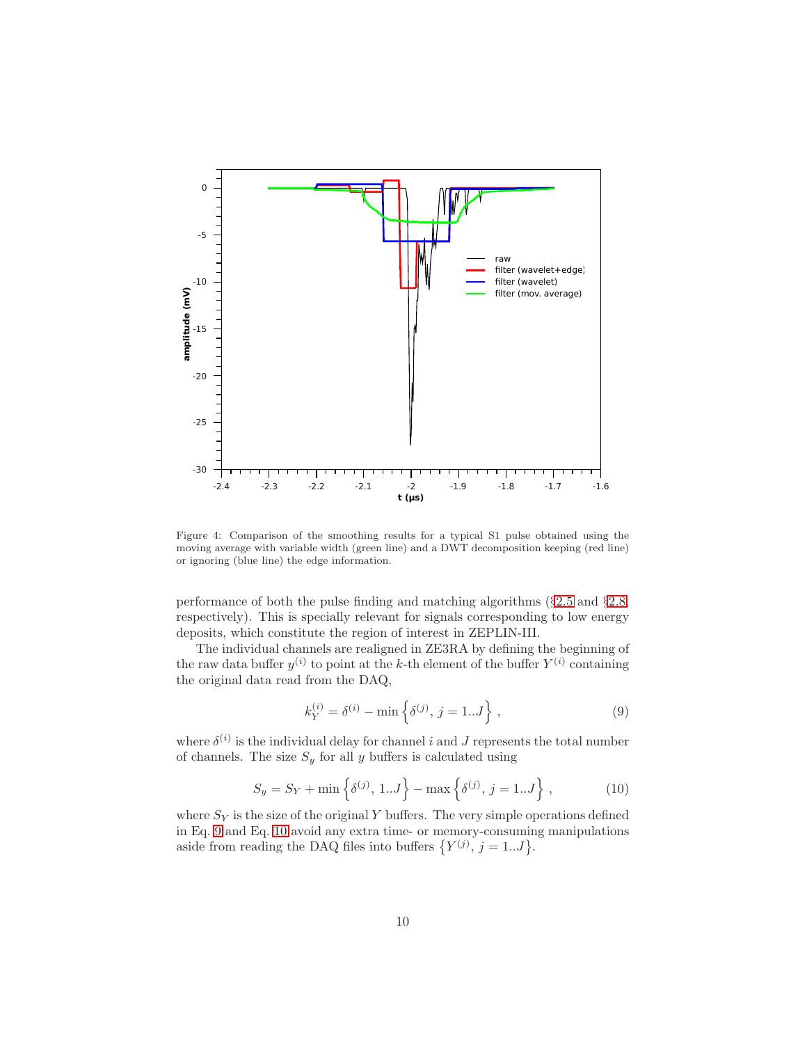Figure 4: Comparison of the smoothing results for a typical S1 pulse obtained using the moving average with variable width (green line) and a DWT decomposition keeping (red line) or ignoring (blue line) the edge information.

performance of both the pulse finding and matching algorithms (§2.5 and §2.8, respectively). This is specially relevant for signals corresponding to low energy deposits, which constitute the region of interest in ZEPLIN-III.

The individual channels are realigned in ZE3RA by defining the beginning of the raw data buffer $y^{(i)}$ to point at the $k$-th element of the buffer $Y^{(i)}$ containing the original data read from the DAQ,

$$k_Y^{(i)} = \delta^{(i)} - \min\left\{\delta^{(j)},\, j = 1..J\right\}\,, \tag{9}$$

where $\delta^{(i)}$ is the individual delay for channel $i$ and $J$ represents the total number of channels. The size $S_y$ for all $y$ buffers is calculated using

$$S_y = S_Y + \min\left\{\delta^{(j)},\, 1..J\right\} - \max\left\{\delta^{(j)},\, j = 1..J\right\}\,, \tag{10}$$

where $S_Y$ is the size of the original $Y$ buffers. The very simple operations defined in Eq. 9 and Eq. 10 avoid any extra time- or memory-consuming manipulations aside from reading the DAQ files into buffers $\left\{Y^{(j)},\, j = 1..J\right\}$.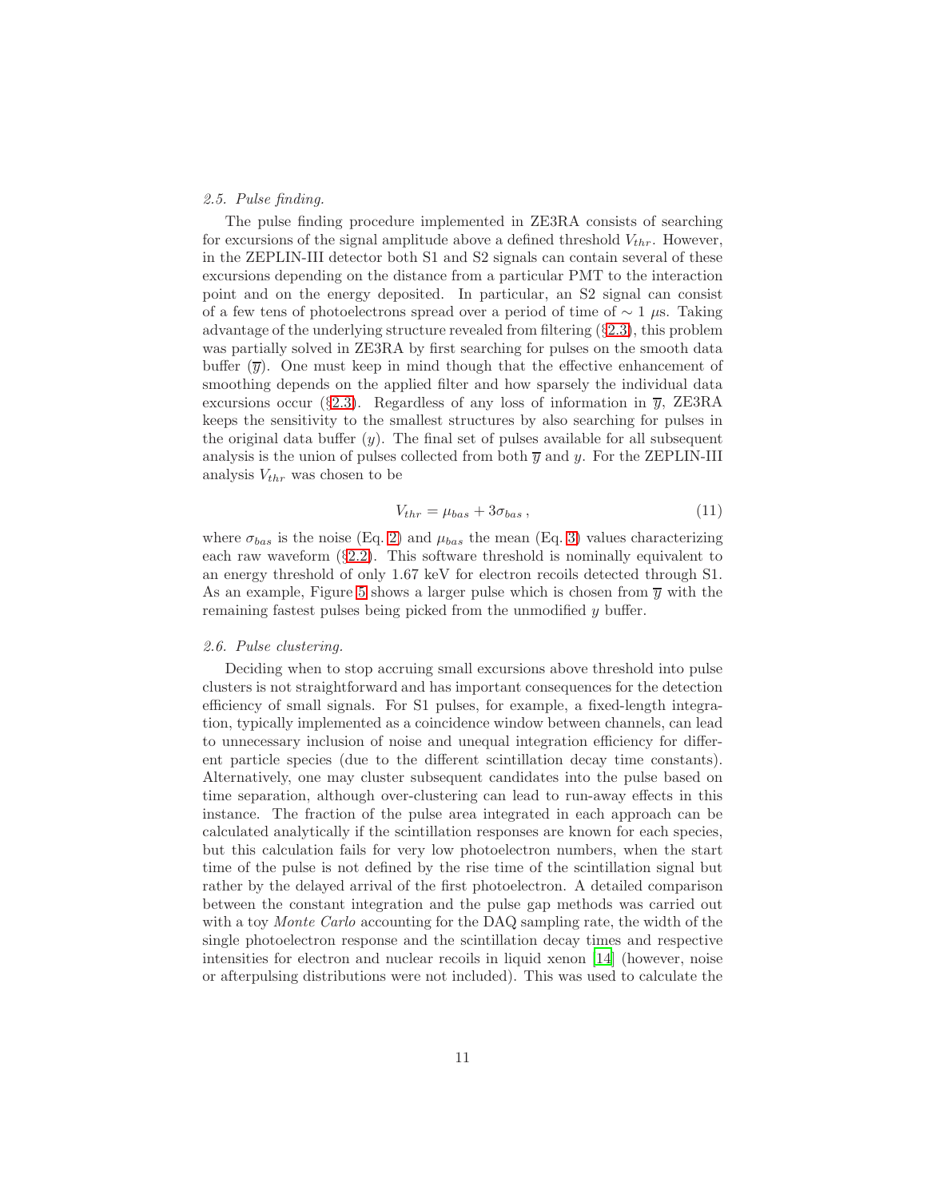### 2.5. Pulse finding.

The pulse finding procedure implemented in ZE3RA consists of searching for excursions of the signal amplitude above a defined threshold $V_{thr}$. However, in the ZEPLIN-III detector both S1 and S2 signals can contain several of these excursions depending on the distance from a particular PMT to the interaction point and on the energy deposited. In particular, an S2 signal can consist of a few tens of photoelectrons spread over a period of time of $\sim 1$ $\mu$s. Taking advantage of the underlying structure revealed from filtering (§2.3), this problem was partially solved in ZE3RA by first searching for pulses on the smooth data buffer ($\overline{y}$). One must keep in mind though that the effective enhancement of smoothing depends on the applied filter and how sparsely the individual data excursions occur (§2.3). Regardless of any loss of information in $\overline{y}$, ZE3RA keeps the sensitivity to the smallest structures by also searching for pulses in the original data buffer ($y$). The final set of pulses available for all subsequent analysis is the union of pulses collected from both $\overline{y}$ and $y$. For the ZEPLIN-III analysis $V_{thr}$ was chosen to be

$$V_{thr} = \mu_{bas} + 3\sigma_{bas}\,, \tag{11}$$

where $\sigma_{bas}$ is the noise (Eq. 2) and $\mu_{bas}$ the mean (Eq. 3) values characterizing each raw waveform (§2.2). This software threshold is nominally equivalent to an energy threshold of only 1.67 keV for electron recoils detected through S1. As an example, Figure 5 shows a larger pulse which is chosen from $\overline{y}$ with the remaining fastest pulses being picked from the unmodified $y$ buffer.

### 2.6. Pulse clustering.

Deciding when to stop accruing small excursions above threshold into pulse clusters is not straightforward and has important consequences for the detection efficiency of small signals. For S1 pulses, for example, a fixed-length integration, typically implemented as a coincidence window between channels, can lead to unnecessary inclusion of noise and unequal integration efficiency for different particle species (due to the different scintillation decay time constants). Alternatively, one may cluster subsequent candidates into the pulse based on time separation, although over-clustering can lead to run-away effects in this instance. The fraction of the pulse area integrated in each approach can be calculated analytically if the scintillation responses are known for each species, but this calculation fails for very low photoelectron numbers, when the start time of the pulse is not defined by the rise time of the scintillation signal but rather by the delayed arrival of the first photoelectron. A detailed comparison between the constant integration and the pulse gap methods was carried out with a toy *Monte Carlo* accounting for the DAQ sampling rate, the width of the single photoelectron response and the scintillation decay times and respective intensities for electron and nuclear recoils in liquid xenon [14] (however, noise or afterpulsing distributions were not included). This was used to calculate the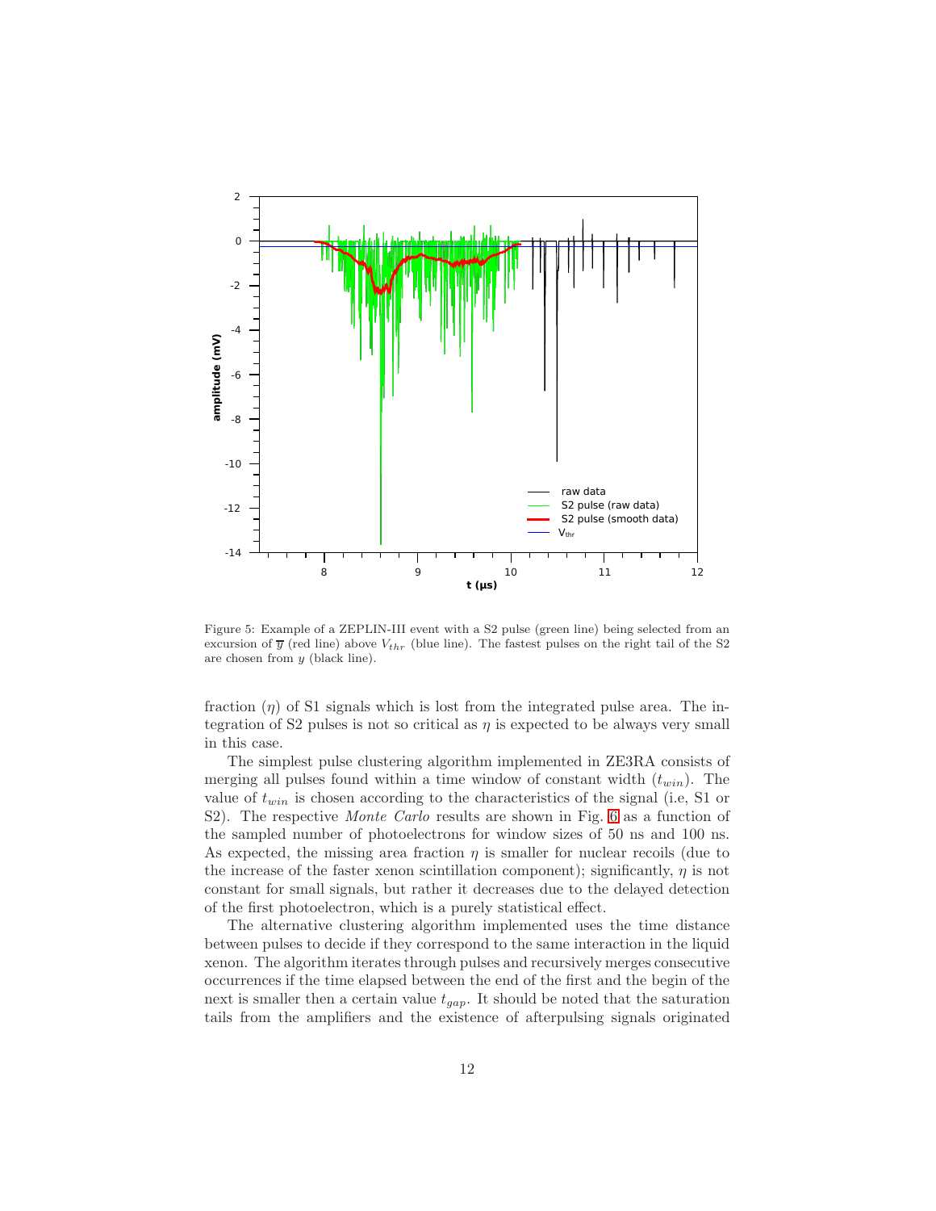Figure 5: Example of a ZEPLIN-III event with a S2 pulse (green line) being selected from an excursion of $\overline{y}$ (red line) above $V_{thr}$ (blue line). The fastest pulses on the right tail of the S2 are chosen from $y$ (black line).

fraction ($\eta$) of S1 signals which is lost from the integrated pulse area. The integration of S2 pulses is not so critical as $\eta$ is expected to be always very small in this case.

The simplest pulse clustering algorithm implemented in ZE3RA consists of merging all pulses found within a time window of constant width ($t_{win}$). The value of $t_{win}$ is chosen according to the characteristics of the signal (i.e, S1 or S2). The respective *Monte Carlo* results are shown in Fig. 6 as a function of the sampled number of photoelectrons for window sizes of 50 ns and 100 ns. As expected, the missing area fraction $\eta$ is smaller for nuclear recoils (due to the increase of the faster xenon scintillation component); significantly, $\eta$ is not constant for small signals, but rather it decreases due to the delayed detection of the first photoelectron, which is a purely statistical effect.

The alternative clustering algorithm implemented uses the time distance between pulses to decide if they correspond to the same interaction in the liquid xenon. The algorithm iterates through pulses and recursively merges consecutive occurrences if the time elapsed between the end of the first and the begin of the next is smaller then a certain value $t_{gap}$. It should be noted that the saturation tails from the amplifiers and the existence of afterpulsing signals originated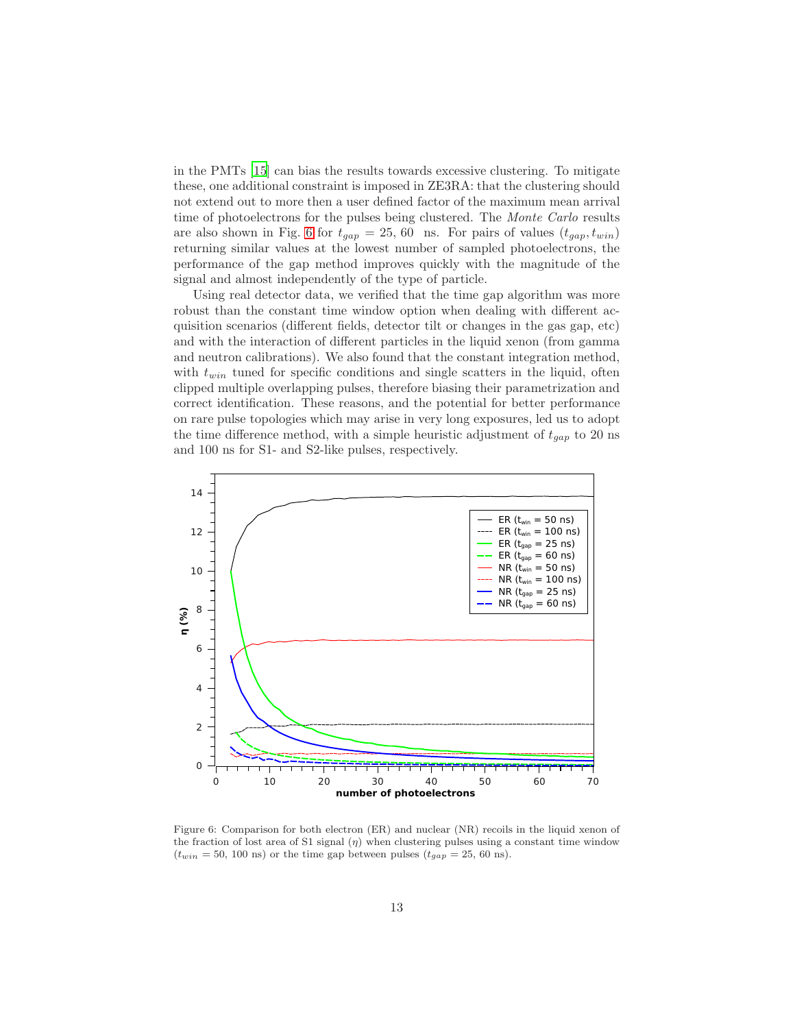in the PMTs [15] can bias the results towards excessive clustering. To mitigate these, one additional constraint is imposed in ZE3RA: that the clustering should not extend out to more then a user defined factor of the maximum mean arrival time of photoelectrons for the pulses being clustered. The *Monte Carlo* results are also shown in Fig. 6 for $t_{gap} = 25, 60$ ns. For pairs of values $(t_{gap}, t_{win})$ returning similar values at the lowest number of sampled photoelectrons, the performance of the gap method improves quickly with the magnitude of the signal and almost independently of the type of particle.

Using real detector data, we verified that the time gap algorithm was more robust than the constant time window option when dealing with different acquisition scenarios (different fields, detector tilt or changes in the gas gap, etc) and with the interaction of different particles in the liquid xenon (from gamma and neutron calibrations). We also found that the constant integration method, with $t_{win}$ tuned for specific conditions and single scatters in the liquid, often clipped multiple overlapping pulses, therefore biasing their parametrization and correct identification. These reasons, and the potential for better performance on rare pulse topologies which may arise in very long exposures, led us to adopt the time difference method, with a simple heuristic adjustment of $t_{gap}$ to 20 ns and 100 ns for S1- and S2-like pulses, respectively.

Figure 6: Comparison for both electron (ER) and nuclear (NR) recoils in the liquid xenon of the fraction of lost area of S1 signal ($\eta$) when clustering pulses using a constant time window ($t_{win} = 50$, 100 ns) or the time gap between pulses ($t_{gap} = 25$, 60 ns).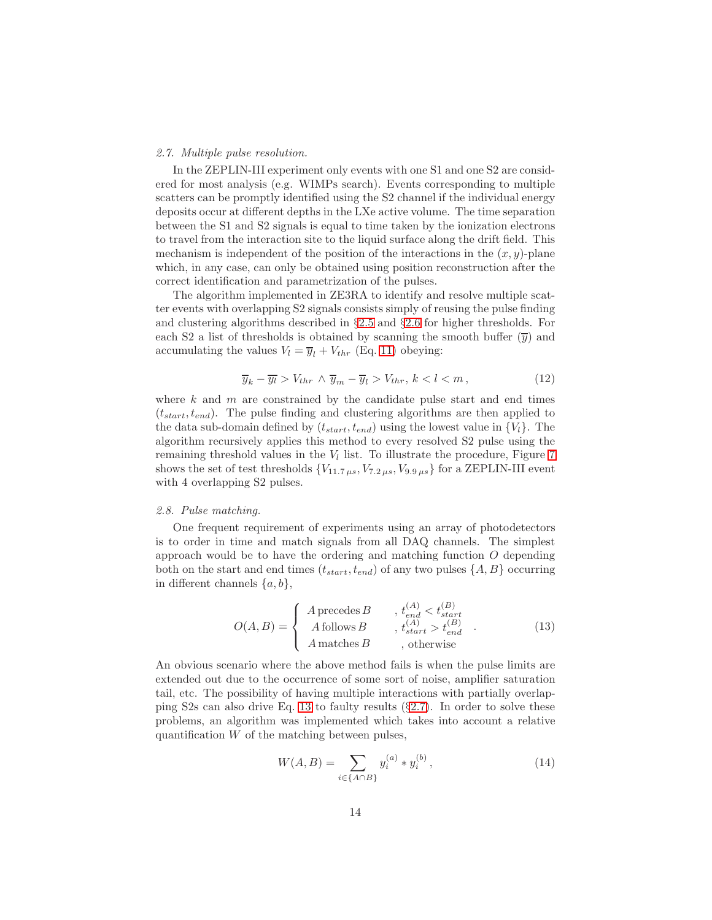### 2.7. Multiple pulse resolution.

In the ZEPLIN-III experiment only events with one S1 and one S2 are considered for most analysis (e.g. WIMPs search). Events corresponding to multiple scatters can be promptly identified using the S2 channel if the individual energy deposits occur at different depths in the LXe active volume. The time separation between the S1 and S2 signals is equal to time taken by the ionization electrons to travel from the interaction site to the liquid surface along the drift field. This mechanism is independent of the position of the interactions in the $(x, y)$-plane which, in any case, can only be obtained using position reconstruction after the correct identification and parametrization of the pulses.

The algorithm implemented in ZE3RA to identify and resolve multiple scatter events with overlapping S2 signals consists simply of reusing the pulse finding and clustering algorithms described in §2.5 and §2.6 for higher thresholds. For each S2 a list of thresholds is obtained by scanning the smooth buffer ($\overline{y}$) and accumulating the values $V_l = \overline{y}_l + V_{thr}$ (Eq. 11) obeying:

$$\overline{y}_k - \overline{y}_l > V_{thr} \wedge \overline{y}_m - \overline{y}_l > V_{thr},\; k < l < m\,, \tag{12}$$

where $k$ and $m$ are constrained by the candidate pulse start and end times $(t_{start}, t_{end})$. The pulse finding and clustering algorithms are then applied to the data sub-domain defined by $(t_{start}, t_{end})$ using the lowest value in $\{V_l\}$. The algorithm recursively applies this method to every resolved S2 pulse using the remaining threshold values in the $V_l$ list. To illustrate the procedure, Figure 7 shows the set of test thresholds $\{V_{11.7\,\mu s}, V_{7.2\,\mu s}, V_{9.9\,\mu s}\}$ for a ZEPLIN-III event with 4 overlapping S2 pulses.

### 2.8. Pulse matching.

One frequent requirement of experiments using an array of photodetectors is to order in time and match signals from all DAQ channels. The simplest approach would be to have the ordering and matching function $O$ depending both on the start and end times $(t_{start}, t_{end})$ of any two pulses $\{A, B\}$ occurring in different channels $\{a, b\}$,

$$O(A,B) = \begin{cases} A \,\text{precedes}\, B & ,\, t_{end}^{(A)} < t_{start}^{(B)} \\ A \,\text{follows}\, B & ,\, t_{start}^{(A)} > t_{end}^{(B)} \\ A \,\text{matches}\, B & ,\, \text{otherwise} \end{cases} . \tag{13}$$

An obvious scenario where the above method fails is when the pulse limits are extended out due to the occurrence of some sort of noise, amplifier saturation tail, etc. The possibility of having multiple interactions with partially overlapping S2s can also drive Eq. 13 to faulty results (§2.7). In order to solve these problems, an algorithm was implemented which takes into account a relative quantification $W$ of the matching between pulses,

$$W(A,B) = \sum_{i \in \{A \cap B\}} y_i^{(a)} * y_i^{(b)}\,, \tag{14}$$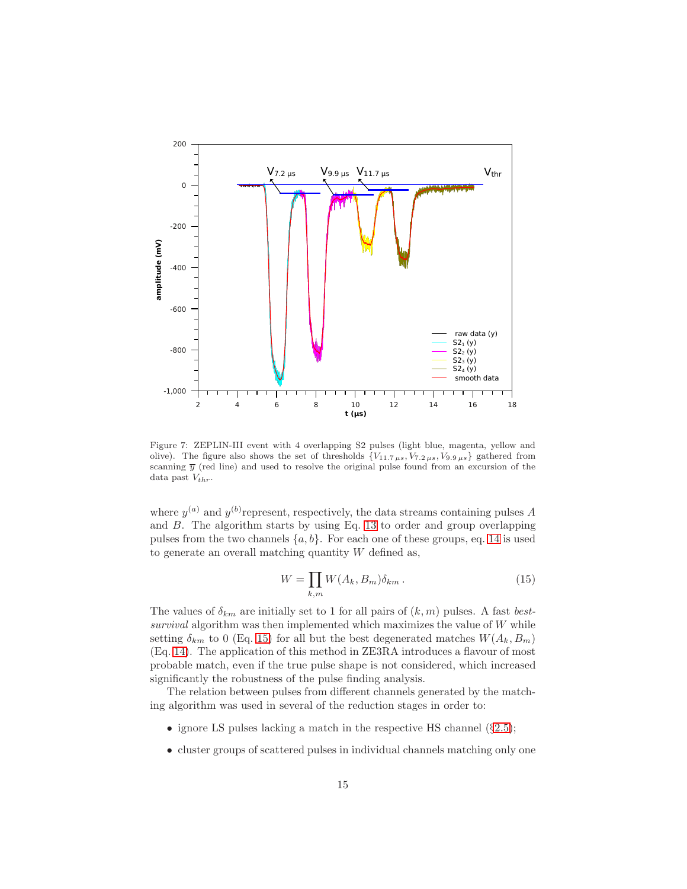Figure 7: ZEPLIN-III event with 4 overlapping S2 pulses (light blue, magenta, yellow and olive). The figure also shows the set of thresholds $\{V_{11.7\,\mu s}, V_{7.2\,\mu s}, V_{9.9\,\mu s}\}$ gathered from scanning $\overline{y}$ (red line) and used to resolve the original pulse found from an excursion of the data past $V_{thr}$.

where $y^{(a)}$ and $y^{(b)}$represent, respectively, the data streams containing pulses $A$ and $B$. The algorithm starts by using Eq. 13 to order and group overlapping pulses from the two channels $\{a, b\}$. For each one of these groups, eq. 14 is used to generate an overall matching quantity $W$ defined as,

$$W = \prod_{k,m} W(A_k, B_m)\delta_{km}\,. \tag{15}$$

The values of $\delta_{km}$ are initially set to 1 for all pairs of $(k, m)$ pulses. A fast *best-survival* algorithm was then implemented which maximizes the value of $W$ while setting $\delta_{km}$ to 0 (Eq. 15) for all but the best degenerated matches $W(A_k, B_m)$ (Eq. 14). The application of this method in ZE3RA introduces a flavour of most probable match, even if the true pulse shape is not considered, which increased significantly the robustness of the pulse finding analysis.

The relation between pulses from different channels generated by the matching algorithm was used in several of the reduction stages in order to:

- ignore LS pulses lacking a match in the respective HS channel (§2.5);
- cluster groups of scattered pulses in individual channels matching only one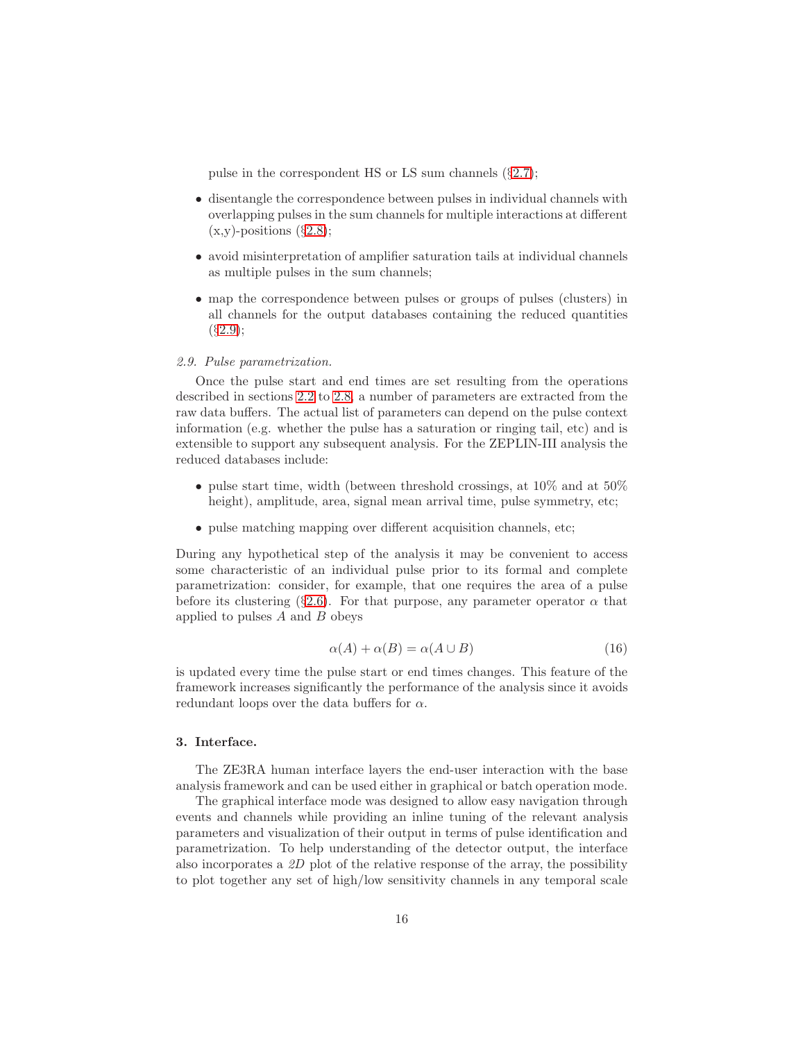pulse in the correspondent HS or LS sum channels (§2.7);

- disentangle the correspondence between pulses in individual channels with overlapping pulses in the sum channels for multiple interactions at different (x,y)-positions (§2.8);
- avoid misinterpretation of amplifier saturation tails at individual channels as multiple pulses in the sum channels;
- map the correspondence between pulses or groups of pulses (clusters) in all channels for the output databases containing the reduced quantities (§2.9);

### *2.9. Pulse parametrization.*

Once the pulse start and end times are set resulting from the operations described in sections 2.2 to 2.8, a number of parameters are extracted from the raw data buffers. The actual list of parameters can depend on the pulse context information (e.g. whether the pulse has a saturation or ringing tail, etc) and is extensible to support any subsequent analysis. For the ZEPLIN-III analysis the reduced databases include:

- pulse start time, width (between threshold crossings, at 10% and at 50% height), amplitude, area, signal mean arrival time, pulse symmetry, etc;
- pulse matching mapping over different acquisition channels, etc;

During any hypothetical step of the analysis it may be convenient to access some characteristic of an individual pulse prior to its formal and complete parametrization: consider, for example, that one requires the area of a pulse before its clustering (§2.6). For that purpose, any parameter operator $\alpha$ that applied to pulses $A$ and $B$ obeys

$$\alpha(A) + \alpha(B) = \alpha(A \cup B) \tag{16}$$

is updated every time the pulse start or end times changes. This feature of the framework increases significantly the performance of the analysis since it avoids redundant loops over the data buffers for $\alpha$.

## 3. Interface.

The ZE3RA human interface layers the end-user interaction with the base analysis framework and can be used either in graphical or batch operation mode.

The graphical interface mode was designed to allow easy navigation through events and channels while providing an inline tuning of the relevant analysis parameters and visualization of their output in terms of pulse identification and parametrization. To help understanding of the detector output, the interface also incorporates a *2D* plot of the relative response of the array, the possibility to plot together any set of high/low sensitivity channels in any temporal scale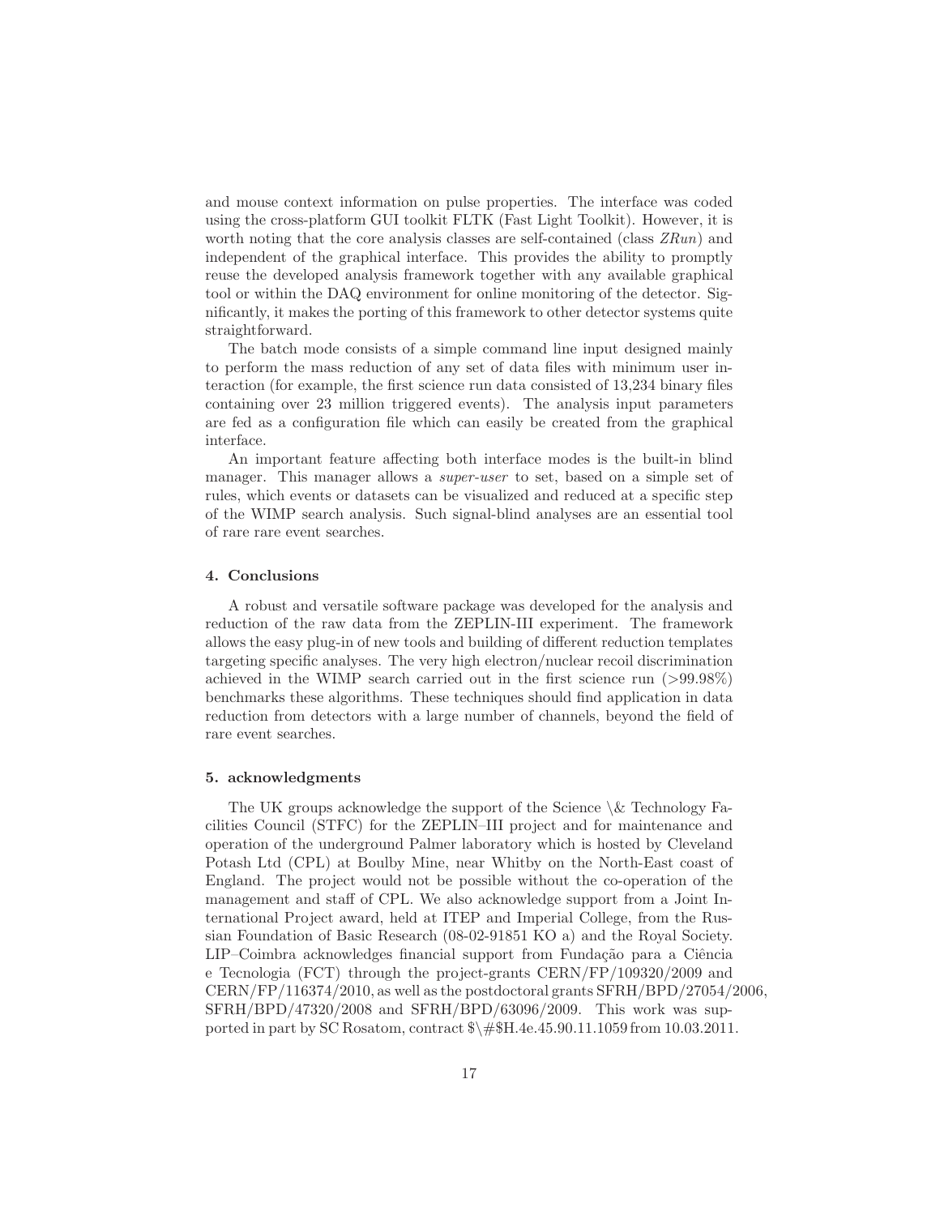and mouse context information on pulse properties. The interface was coded using the cross-platform GUI toolkit FLTK (Fast Light Toolkit). However, it is worth noting that the core analysis classes are self-contained (class *ZRun*) and independent of the graphical interface. This provides the ability to promptly reuse the developed analysis framework together with any available graphical tool or within the DAQ environment for online monitoring of the detector. Significantly, it makes the porting of this framework to other detector systems quite straightforward.

The batch mode consists of a simple command line input designed mainly to perform the mass reduction of any set of data files with minimum user interaction (for example, the first science run data consisted of 13,234 binary files containing over 23 million triggered events). The analysis input parameters are fed as a configuration file which can easily be created from the graphical interface.

An important feature affecting both interface modes is the built-in blind manager. This manager allows a *super-user* to set, based on a simple set of rules, which events or datasets can be visualized and reduced at a specific step of the WIMP search analysis. Such signal-blind analyses are an essential tool of rare rare event searches.

## 4. Conclusions

A robust and versatile software package was developed for the analysis and reduction of the raw data from the ZEPLIN-III experiment. The framework allows the easy plug-in of new tools and building of different reduction templates targeting specific analyses. The very high electron/nuclear recoil discrimination achieved in the WIMP search carried out in the first science run (>99.98%) benchmarks these algorithms. These techniques should find application in data reduction from detectors with a large number of channels, beyond the field of rare event searches.

## 5. acknowledgments

The UK groups acknowledge the support of the Science \& Technology Facilities Council (STFC) for the ZEPLIN–III project and for maintenance and operation of the underground Palmer laboratory which is hosted by Cleveland Potash Ltd (CPL) at Boulby Mine, near Whitby on the North-East coast of England. The project would not be possible without the co-operation of the management and staff of CPL. We also acknowledge support from a Joint International Project award, held at ITEP and Imperial College, from the Russian Foundation of Basic Research (08-02-91851 KO a) and the Royal Society. LIP–Coimbra acknowledges financial support from Fundação para a Ciência e Tecnologia (FCT) through the project-grants CERN/FP/109320/2009 and CERN/FP/116374/2010, as well as the postdoctoral grants SFRH/BPD/27054/2006, SFRH/BPD/47320/2008 and SFRH/BPD/63096/2009. This work was supported in part by SC Rosatom, contract $\#$H.4e.45.90.11.1059 from 10.03.2011.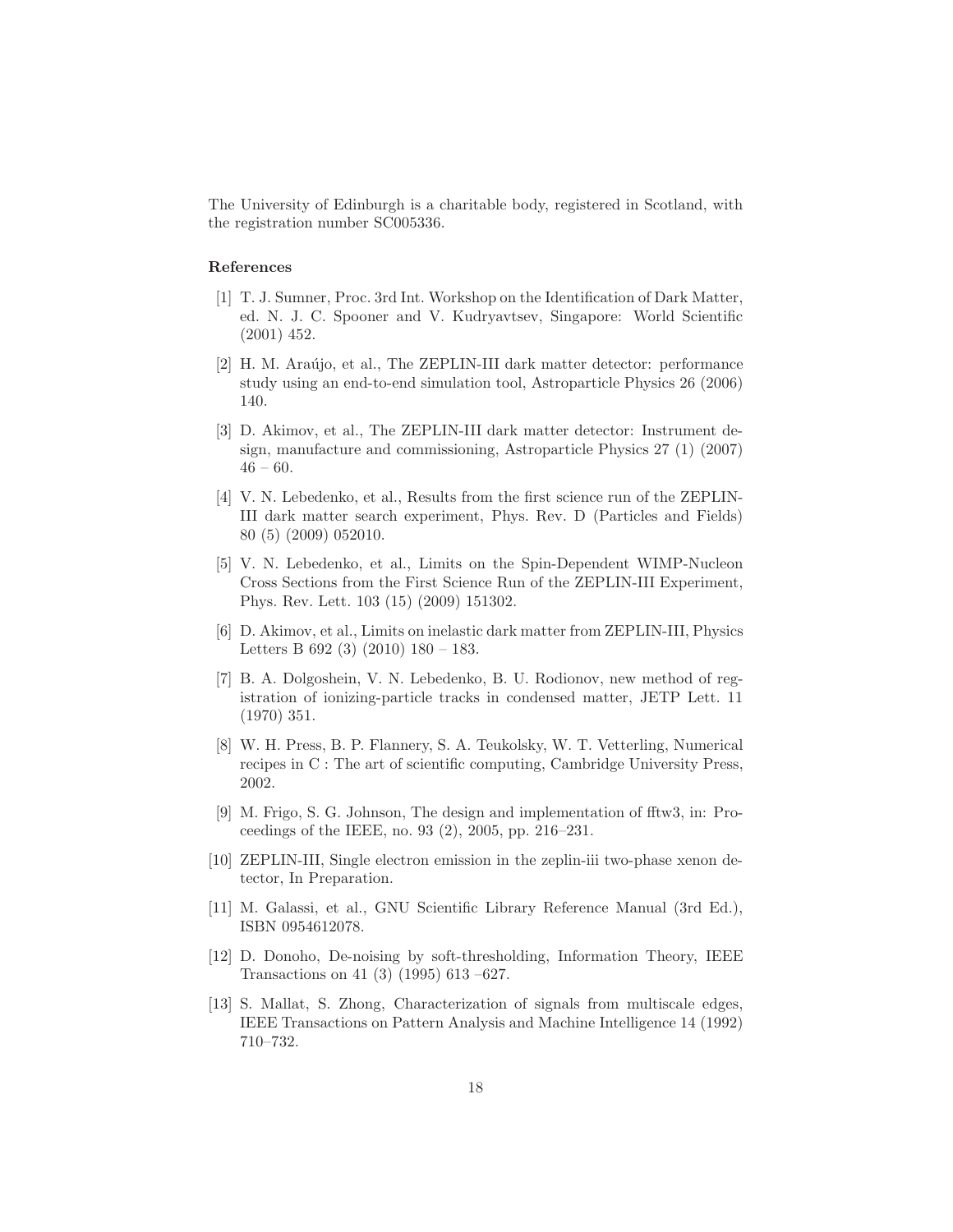The University of Edinburgh is a charitable body, registered in Scotland, with the registration number SC005336.

## References

[1] T. J. Sumner, Proc. 3rd Int. Workshop on the Identification of Dark Matter, ed. N. J. C. Spooner and V. Kudryavtsev, Singapore: World Scientific (2001) 452.

[2] H. M. Araújo, et al., The ZEPLIN-III dark matter detector: performance study using an end-to-end simulation tool, Astroparticle Physics 26 (2006) 140.

[3] D. Akimov, et al., The ZEPLIN-III dark matter detector: Instrument design, manufacture and commissioning, Astroparticle Physics 27 (1) (2007) 46 – 60.

[4] V. N. Lebedenko, et al., Results from the first science run of the ZEPLIN-III dark matter search experiment, Phys. Rev. D (Particles and Fields) 80 (5) (2009) 052010.

[5] V. N. Lebedenko, et al., Limits on the Spin-Dependent WIMP-Nucleon Cross Sections from the First Science Run of the ZEPLIN-III Experiment, Phys. Rev. Lett. 103 (15) (2009) 151302.

[6] D. Akimov, et al., Limits on inelastic dark matter from ZEPLIN-III, Physics Letters B 692 (3) (2010) 180 – 183.

[7] B. A. Dolgoshein, V. N. Lebedenko, B. U. Rodionov, new method of registration of ionizing-particle tracks in condensed matter, JETP Lett. 11 (1970) 351.

[8] W. H. Press, B. P. Flannery, S. A. Teukolsky, W. T. Vetterling, Numerical recipes in C : The art of scientific computing, Cambridge University Press, 2002.

[9] M. Frigo, S. G. Johnson, The design and implementation of fftw3, in: Proceedings of the IEEE, no. 93 (2), 2005, pp. 216–231.

[10] ZEPLIN-III, Single electron emission in the zeplin-iii two-phase xenon detector, In Preparation.

[11] M. Galassi, et al., GNU Scientific Library Reference Manual (3rd Ed.), ISBN 0954612078.

[12] D. Donoho, De-noising by soft-thresholding, Information Theory, IEEE Transactions on 41 (3) (1995) 613 –627.

[13] S. Mallat, S. Zhong, Characterization of signals from multiscale edges, IEEE Transactions on Pattern Analysis and Machine Intelligence 14 (1992) 710–732.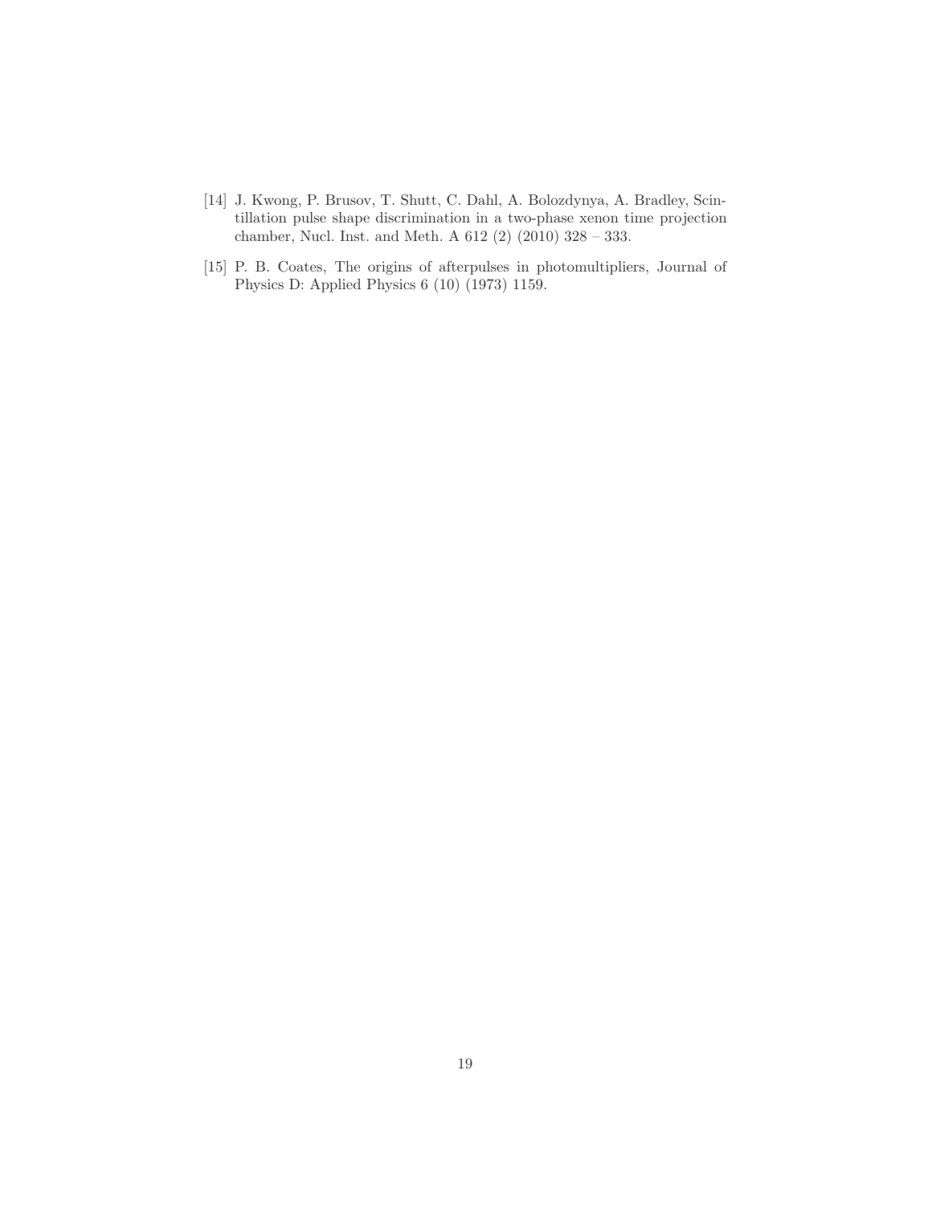[14] J. Kwong, P. Brusov, T. Shutt, C. Dahl, A. Bolozdynya, A. Bradley, Scintillation pulse shape discrimination in a two-phase xenon time projection chamber, Nucl. Inst. and Meth. A 612 (2) (2010) 328 – 333.

[15] P. B. Coates, The origins of afterpulses in photomultipliers, Journal of Physics D: Applied Physics 6 (10) (1973) 1159.